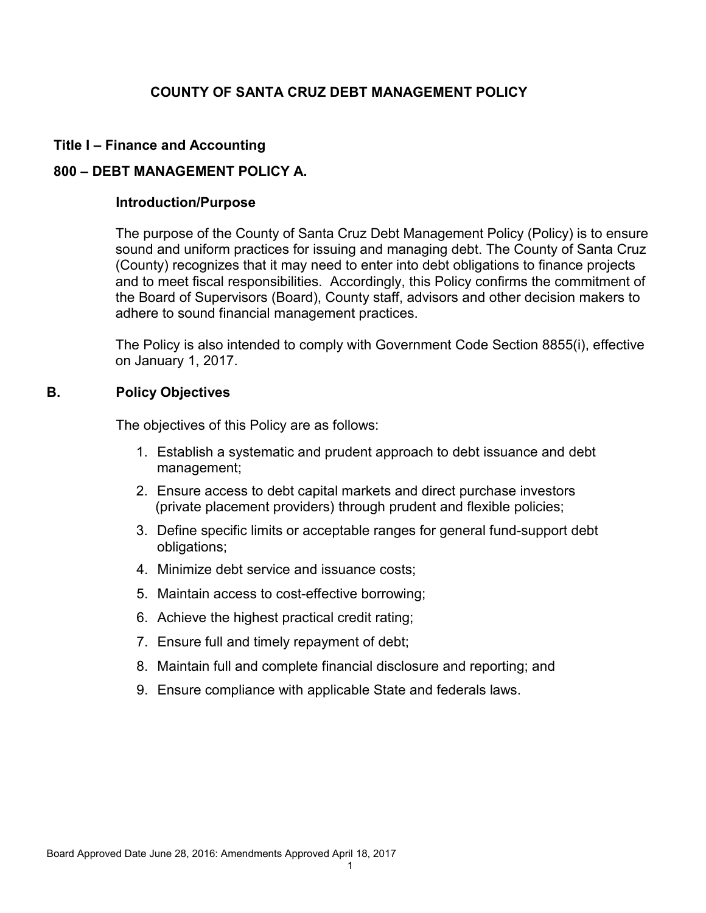# COUNTY OF SANTA CRUZ DEBT MANAGEMENT POLICY

## Title I – Finance and Accounting

## 800 – DEBT MANAGEMENT POLICY A.

### Introduction/Purpose

The purpose of the County of Santa Cruz Debt Management Policy (Policy) is to ensure sound and uniform practices for issuing and managing debt. The County of Santa Cruz (County) recognizes that it may need to enter into debt obligations to finance projects and to meet fiscal responsibilities. Accordingly, this Policy confirms the commitment of the Board of Supervisors (Board), County staff, advisors and other decision makers to adhere to sound financial management practices.

The Policy is also intended to comply with Government Code Section 8855(i), effective on January 1, 2017.

### B. Policy Objectives

The objectives of this Policy are as follows:

1. Establish a systematic and prudent approach to debt issuance and debt management;
2. Ensure access to debt capital markets and direct purchase investors (private placement providers) through prudent and flexible policies;
3. Define specific limits or acceptable ranges for general fund-support debt obligations;
4. Minimize debt service and issuance costs;
5. Maintain access to cost-effective borrowing;
6. Achieve the highest practical credit rating;
7. Ensure full and timely repayment of debt;
8. Maintain full and complete financial disclosure and reporting; and
9. Ensure compliance with applicable State and federals laws.

Board Approved Date June 28, 2016: Amendments Approved April 18, 2017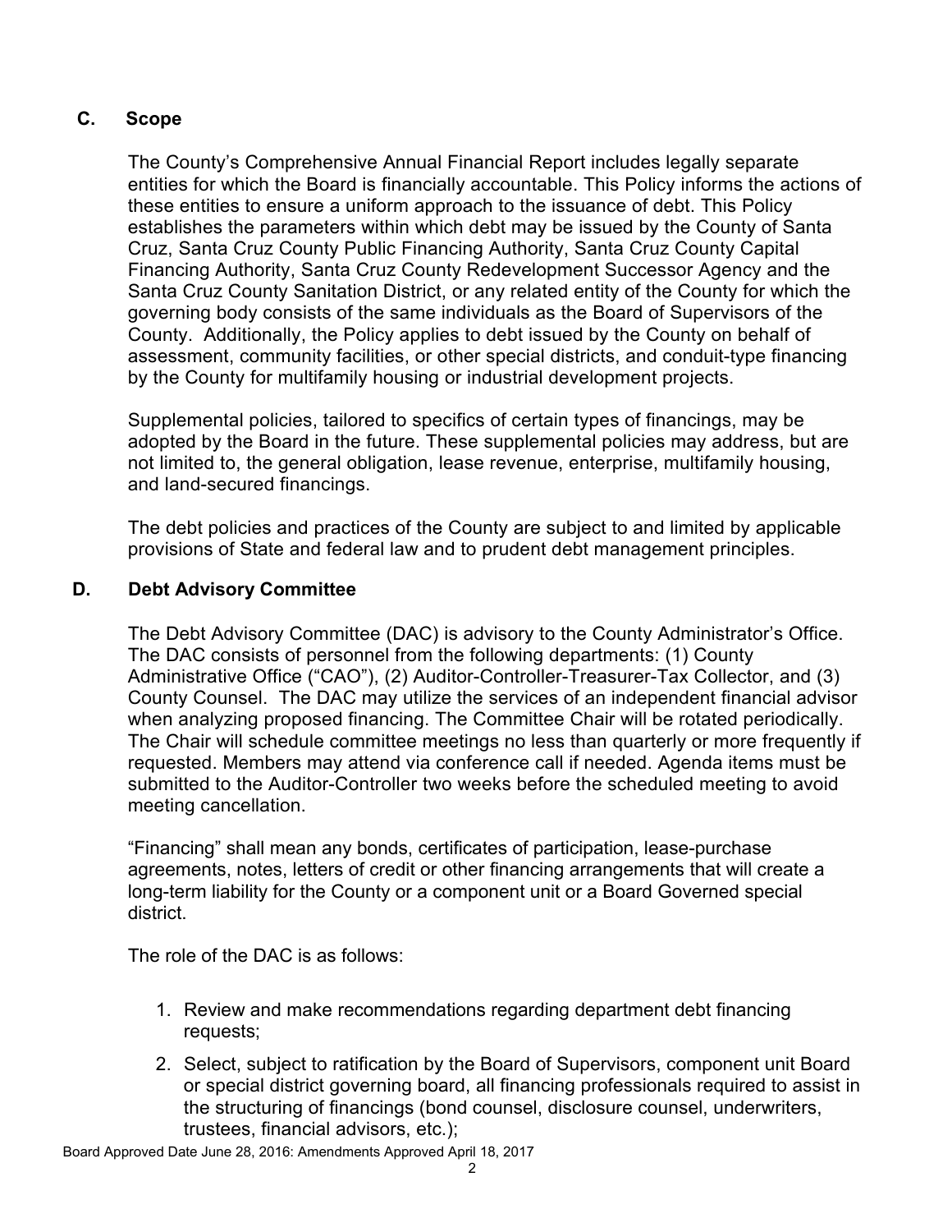## C. Scope

The County's Comprehensive Annual Financial Report includes legally separate entities for which the Board is financially accountable. This Policy informs the actions of these entities to ensure a uniform approach to the issuance of debt. This Policy establishes the parameters within which debt may be issued by the County of Santa Cruz, Santa Cruz County Public Financing Authority, Santa Cruz County Capital Financing Authority, Santa Cruz County Redevelopment Successor Agency and the Santa Cruz County Sanitation District, or any related entity of the County for which the governing body consists of the same individuals as the Board of Supervisors of the County. Additionally, the Policy applies to debt issued by the County on behalf of assessment, community facilities, or other special districts, and conduit-type financing by the County for multifamily housing or industrial development projects.

Supplemental policies, tailored to specifics of certain types of financings, may be adopted by the Board in the future. These supplemental policies may address, but are not limited to, the general obligation, lease revenue, enterprise, multifamily housing, and land-secured financings.

The debt policies and practices of the County are subject to and limited by applicable provisions of State and federal law and to prudent debt management principles.

## D. Debt Advisory Committee

The Debt Advisory Committee (DAC) is advisory to the County Administrator's Office. The DAC consists of personnel from the following departments: (1) County Administrative Office ("CAO"), (2) Auditor-Controller-Treasurer-Tax Collector, and (3) County Counsel. The DAC may utilize the services of an independent financial advisor when analyzing proposed financing. The Committee Chair will be rotated periodically. The Chair will schedule committee meetings no less than quarterly or more frequently if requested. Members may attend via conference call if needed. Agenda items must be submitted to the Auditor-Controller two weeks before the scheduled meeting to avoid meeting cancellation.

"Financing" shall mean any bonds, certificates of participation, lease-purchase agreements, notes, letters of credit or other financing arrangements that will create a long-term liability for the County or a component unit or a Board Governed special district.

The role of the DAC is as follows:

1. Review and make recommendations regarding department debt financing requests;
2. Select, subject to ratification by the Board of Supervisors, component unit Board or special district governing board, all financing professionals required to assist in the structuring of financings (bond counsel, disclosure counsel, underwriters, trustees, financial advisors, etc.);

Board Approved Date June 28, 2016: Amendments Approved April 18, 2017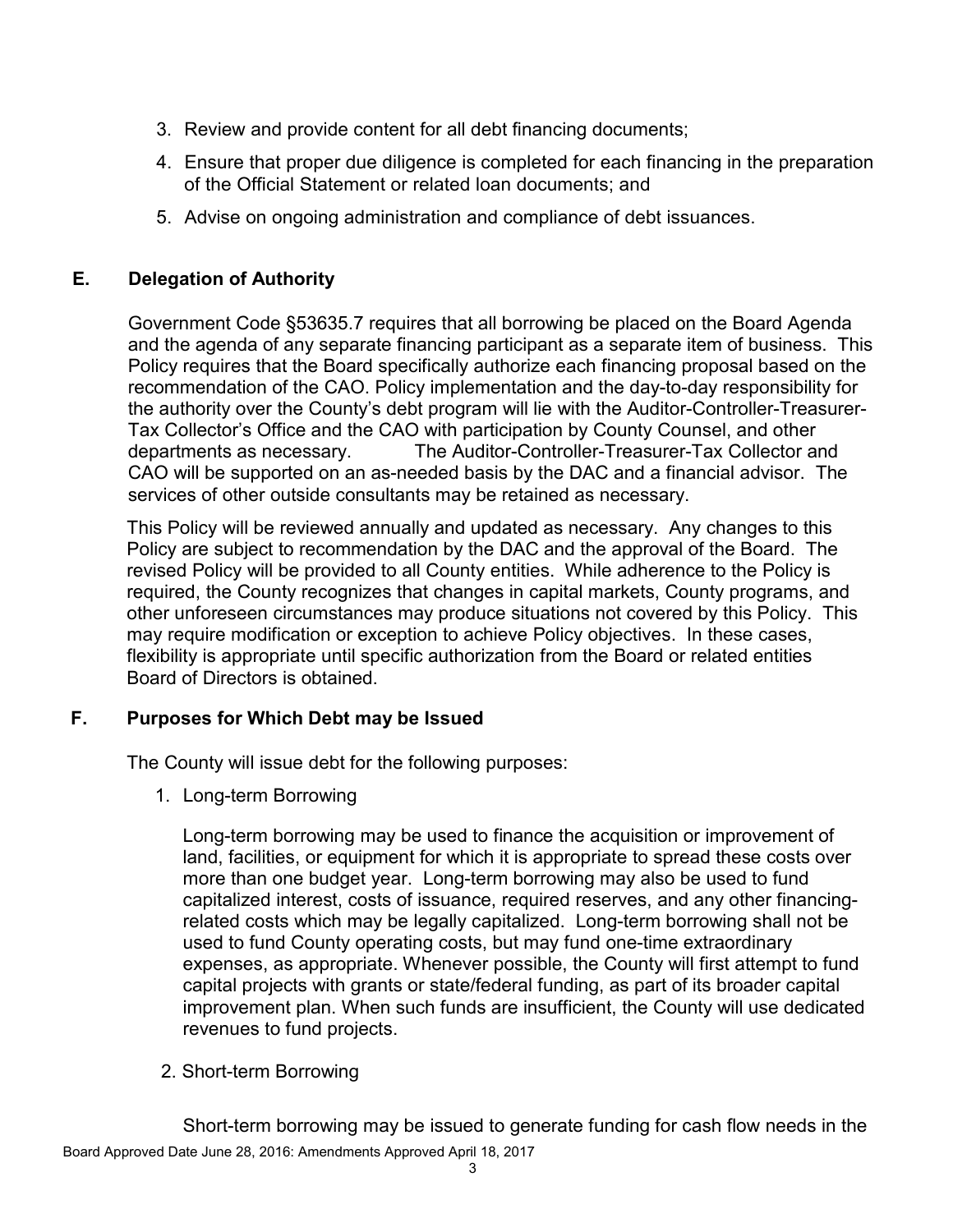3. Review and provide content for all debt financing documents;
4. Ensure that proper due diligence is completed for each financing in the preparation of the Official Statement or related loan documents; and
5. Advise on ongoing administration and compliance of debt issuances.

## E. Delegation of Authority

Government Code §53635.7 requires that all borrowing be placed on the Board Agenda and the agenda of any separate financing participant as a separate item of business. This Policy requires that the Board specifically authorize each financing proposal based on the recommendation of the CAO. Policy implementation and the day-to-day responsibility for the authority over the County's debt program will lie with the Auditor-Controller-Treasurer-Tax Collector's Office and the CAO with participation by County Counsel, and other departments as necessary. The Auditor-Controller-Treasurer-Tax Collector and CAO will be supported on an as-needed basis by the DAC and a financial advisor. The services of other outside consultants may be retained as necessary.

This Policy will be reviewed annually and updated as necessary. Any changes to this Policy are subject to recommendation by the DAC and the approval of the Board. The revised Policy will be provided to all County entities. While adherence to the Policy is required, the County recognizes that changes in capital markets, County programs, and other unforeseen circumstances may produce situations not covered by this Policy. This may require modification or exception to achieve Policy objectives. In these cases, flexibility is appropriate until specific authorization from the Board or related entities Board of Directors is obtained.

## F. Purposes for Which Debt may be Issued

The County will issue debt for the following purposes:

1. Long-term Borrowing

   Long-term borrowing may be used to finance the acquisition or improvement of land, facilities, or equipment for which it is appropriate to spread these costs over more than one budget year. Long-term borrowing may also be used to fund capitalized interest, costs of issuance, required reserves, and any other financing-related costs which may be legally capitalized. Long-term borrowing shall not be used to fund County operating costs, but may fund one-time extraordinary expenses, as appropriate. Whenever possible, the County will first attempt to fund capital projects with grants or state/federal funding, as part of its broader capital improvement plan. When such funds are insufficient, the County will use dedicated revenues to fund projects.

2. Short-term Borrowing

   Short-term borrowing may be issued to generate funding for cash flow needs in the

Board Approved Date June 28, 2016: Amendments Approved April 18, 2017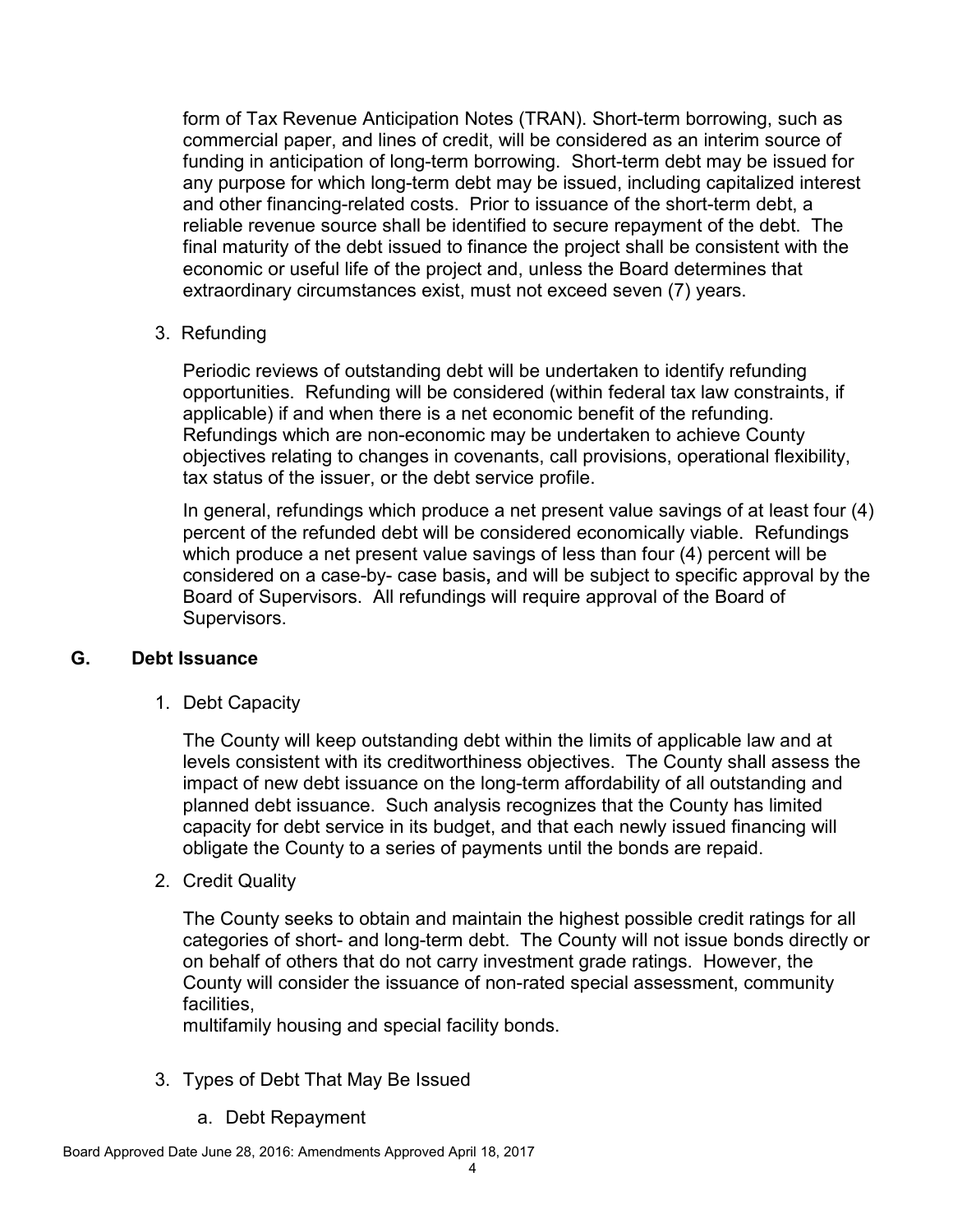form of Tax Revenue Anticipation Notes (TRAN). Short-term borrowing, such as commercial paper, and lines of credit, will be considered as an interim source of funding in anticipation of long-term borrowing. Short-term debt may be issued for any purpose for which long-term debt may be issued, including capitalized interest and other financing-related costs. Prior to issuance of the short-term debt, a reliable revenue source shall be identified to secure repayment of the debt. The final maturity of the debt issued to finance the project shall be consistent with the economic or useful life of the project and, unless the Board determines that extraordinary circumstances exist, must not exceed seven (7) years.

3. Refunding

   Periodic reviews of outstanding debt will be undertaken to identify refunding opportunities. Refunding will be considered (within federal tax law constraints, if applicable) if and when there is a net economic benefit of the refunding. Refundings which are non-economic may be undertaken to achieve County objectives relating to changes in covenants, call provisions, operational flexibility, tax status of the issuer, or the debt service profile.

   In general, refundings which produce a net present value savings of at least four (4) percent of the refunded debt will be considered economically viable. Refundings which produce a net present value savings of less than four (4) percent will be considered on a case-by- case basis**,** and will be subject to specific approval by the Board of Supervisors. All refundings will require approval of the Board of Supervisors.

## G. Debt Issuance

1. Debt Capacity

   The County will keep outstanding debt within the limits of applicable law and at levels consistent with its creditworthiness objectives. The County shall assess the impact of new debt issuance on the long-term affordability of all outstanding and planned debt issuance. Such analysis recognizes that the County has limited capacity for debt service in its budget, and that each newly issued financing will obligate the County to a series of payments until the bonds are repaid.

2. Credit Quality

   The County seeks to obtain and maintain the highest possible credit ratings for all categories of short- and long-term debt. The County will not issue bonds directly or on behalf of others that do not carry investment grade ratings. However, the County will consider the issuance of non-rated special assessment, community facilities,
   multifamily housing and special facility bonds.

3. Types of Debt That May Be Issued

   a. Debt Repayment

Board Approved Date June 28, 2016: Amendments Approved April 18, 2017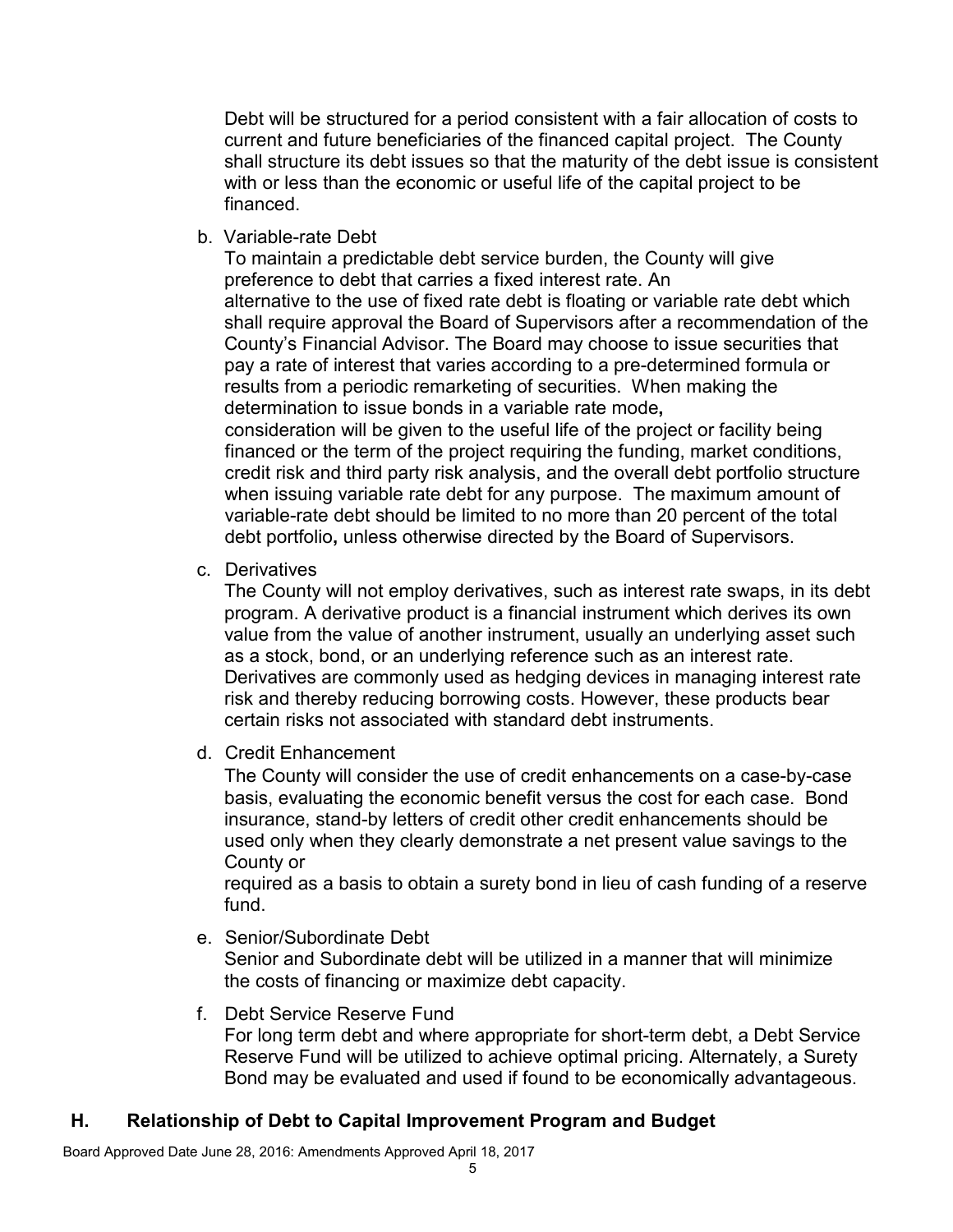Debt will be structured for a period consistent with a fair allocation of costs to current and future beneficiaries of the financed capital project. The County shall structure its debt issues so that the maturity of the debt issue is consistent with or less than the economic or useful life of the capital project to be financed.

b. Variable-rate Debt

To maintain a predictable debt service burden, the County will give preference to debt that carries a fixed interest rate. An alternative to the use of fixed rate debt is floating or variable rate debt which shall require approval the Board of Supervisors after a recommendation of the County's Financial Advisor. The Board may choose to issue securities that pay a rate of interest that varies according to a pre-determined formula or results from a periodic remarketing of securities. When making the determination to issue bonds in a variable rate mode**,** consideration will be given to the useful life of the project or facility being financed or the term of the project requiring the funding, market conditions, credit risk and third party risk analysis, and the overall debt portfolio structure when issuing variable rate debt for any purpose. The maximum amount of variable-rate debt should be limited to no more than 20 percent of the total debt portfolio**,** unless otherwise directed by the Board of Supervisors.

c. Derivatives

The County will not employ derivatives, such as interest rate swaps, in its debt program. A derivative product is a financial instrument which derives its own value from the value of another instrument, usually an underlying asset such as a stock, bond, or an underlying reference such as an interest rate. Derivatives are commonly used as hedging devices in managing interest rate risk and thereby reducing borrowing costs. However, these products bear certain risks not associated with standard debt instruments.

d. Credit Enhancement

The County will consider the use of credit enhancements on a case-by-case basis, evaluating the economic benefit versus the cost for each case. Bond insurance, stand-by letters of credit other credit enhancements should be used only when they clearly demonstrate a net present value savings to the County or required as a basis to obtain a surety bond in lieu of cash funding of a reserve fund.

e. Senior/Subordinate Debt

Senior and Subordinate debt will be utilized in a manner that will minimize the costs of financing or maximize debt capacity.

f. Debt Service Reserve Fund

For long term debt and where appropriate for short-term debt, a Debt Service Reserve Fund will be utilized to achieve optimal pricing. Alternately, a Surety Bond may be evaluated and used if found to be economically advantageous.

## H. Relationship of Debt to Capital Improvement Program and Budget

Board Approved Date June 28, 2016: Amendments Approved April 18, 2017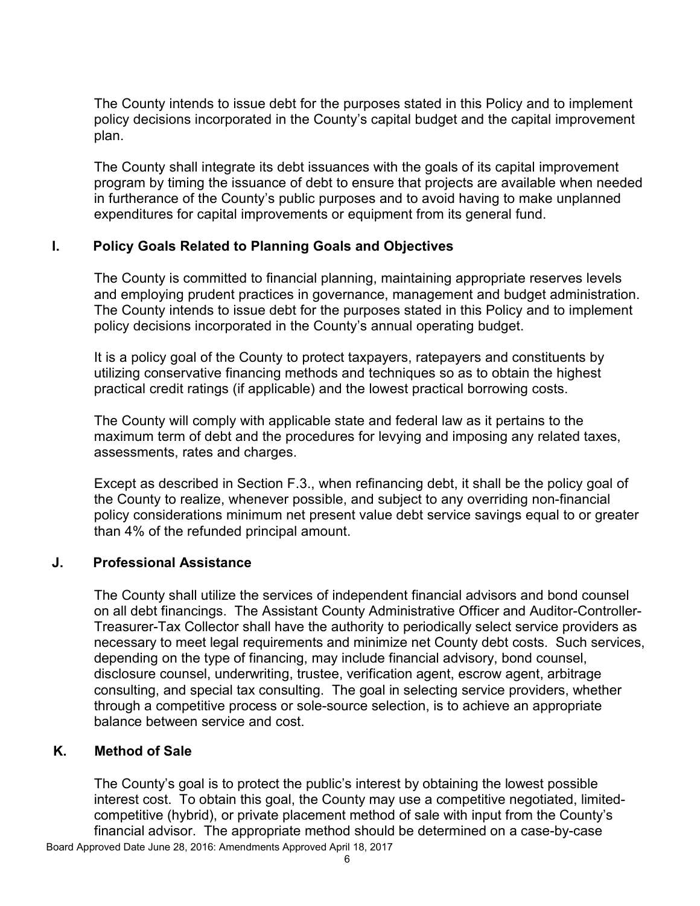The County intends to issue debt for the purposes stated in this Policy and to implement policy decisions incorporated in the County's capital budget and the capital improvement plan.

The County shall integrate its debt issuances with the goals of its capital improvement program by timing the issuance of debt to ensure that projects are available when needed in furtherance of the County's public purposes and to avoid having to make unplanned expenditures for capital improvements or equipment from its general fund.

## I. Policy Goals Related to Planning Goals and Objectives

The County is committed to financial planning, maintaining appropriate reserves levels and employing prudent practices in governance, management and budget administration. The County intends to issue debt for the purposes stated in this Policy and to implement policy decisions incorporated in the County's annual operating budget.

It is a policy goal of the County to protect taxpayers, ratepayers and constituents by utilizing conservative financing methods and techniques so as to obtain the highest practical credit ratings (if applicable) and the lowest practical borrowing costs.

The County will comply with applicable state and federal law as it pertains to the maximum term of debt and the procedures for levying and imposing any related taxes, assessments, rates and charges.

Except as described in Section F.3., when refinancing debt, it shall be the policy goal of the County to realize, whenever possible, and subject to any overriding non-financial policy considerations minimum net present value debt service savings equal to or greater than 4% of the refunded principal amount.

## J. Professional Assistance

The County shall utilize the services of independent financial advisors and bond counsel on all debt financings. The Assistant County Administrative Officer and Auditor-Controller-Treasurer-Tax Collector shall have the authority to periodically select service providers as necessary to meet legal requirements and minimize net County debt costs. Such services, depending on the type of financing, may include financial advisory, bond counsel, disclosure counsel, underwriting, trustee, verification agent, escrow agent, arbitrage consulting, and special tax consulting. The goal in selecting service providers, whether through a competitive process or sole-source selection, is to achieve an appropriate balance between service and cost.

## K. Method of Sale

The County's goal is to protect the public's interest by obtaining the lowest possible interest cost. To obtain this goal, the County may use a competitive negotiated, limited-competitive (hybrid), or private placement method of sale with input from the County's financial advisor. The appropriate method should be determined on a case-by-case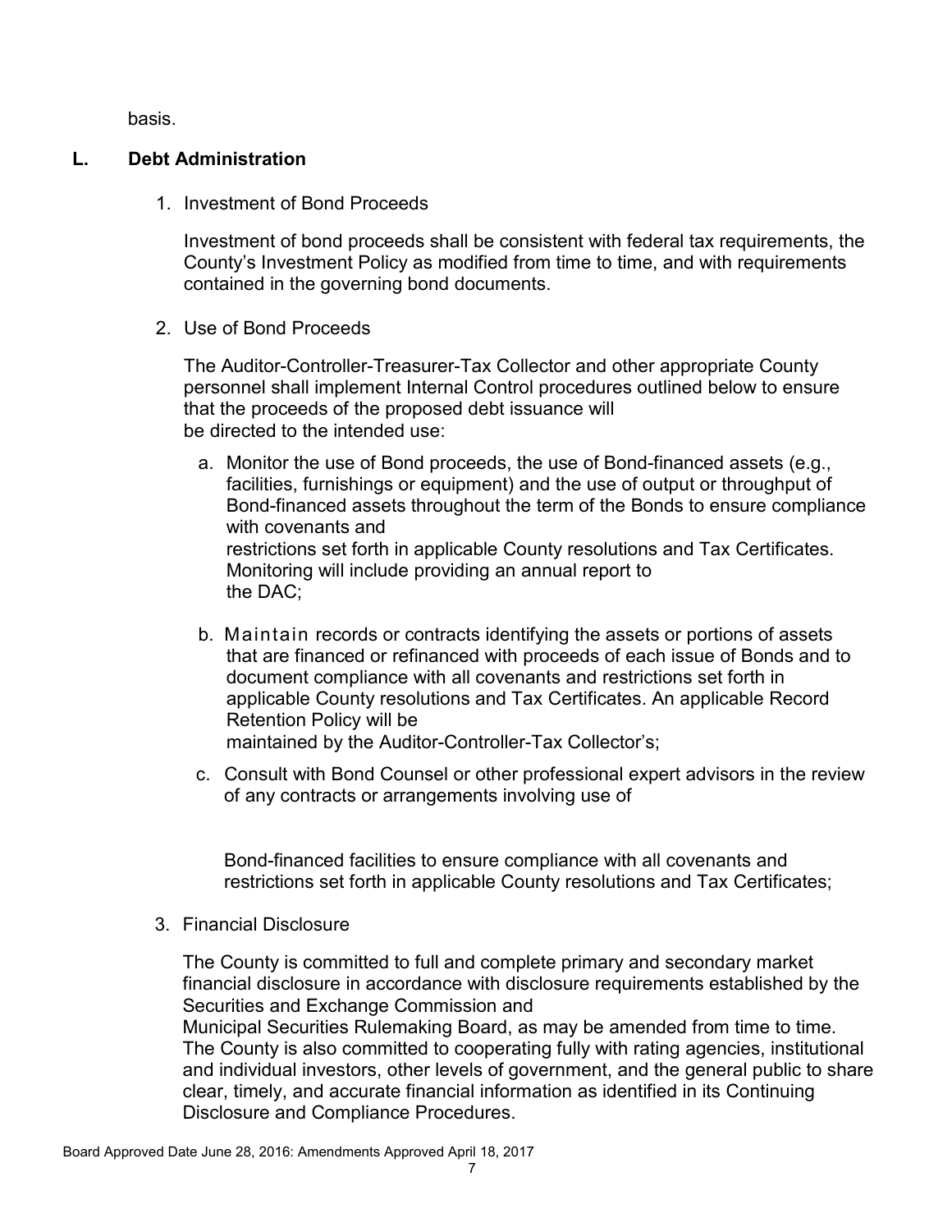basis.

## L. Debt Administration

1. Investment of Bond Proceeds

   Investment of bond proceeds shall be consistent with federal tax requirements, the County's Investment Policy as modified from time to time, and with requirements contained in the governing bond documents.

2. Use of Bond Proceeds

   The Auditor-Controller-Treasurer-Tax Collector and other appropriate County personnel shall implement Internal Control procedures outlined below to ensure that the proceeds of the proposed debt issuance will be directed to the intended use:

   a. Monitor the use of Bond proceeds, the use of Bond-financed assets (e.g., facilities, furnishings or equipment) and the use of output or throughput of Bond-financed assets throughout the term of the Bonds to ensure compliance with covenants and restrictions set forth in applicable County resolutions and Tax Certificates. Monitoring will include providing an annual report to the DAC;

   b. Maintain records or contracts identifying the assets or portions of assets that are financed or refinanced with proceeds of each issue of Bonds and to document compliance with all covenants and restrictions set forth in applicable County resolutions and Tax Certificates. An applicable Record Retention Policy will be maintained by the Auditor-Controller-Tax Collector's;

   c. Consult with Bond Counsel or other professional expert advisors in the review of any contracts or arrangements involving use of Bond-financed facilities to ensure compliance with all covenants and restrictions set forth in applicable County resolutions and Tax Certificates;

3. Financial Disclosure

   The County is committed to full and complete primary and secondary market financial disclosure in accordance with disclosure requirements established by the Securities and Exchange Commission and Municipal Securities Rulemaking Board, as may be amended from time to time. The County is also committed to cooperating fully with rating agencies, institutional and individual investors, other levels of government, and the general public to share clear, timely, and accurate financial information as identified in its Continuing Disclosure and Compliance Procedures.

Board Approved Date June 28, 2016: Amendments Approved April 18, 2017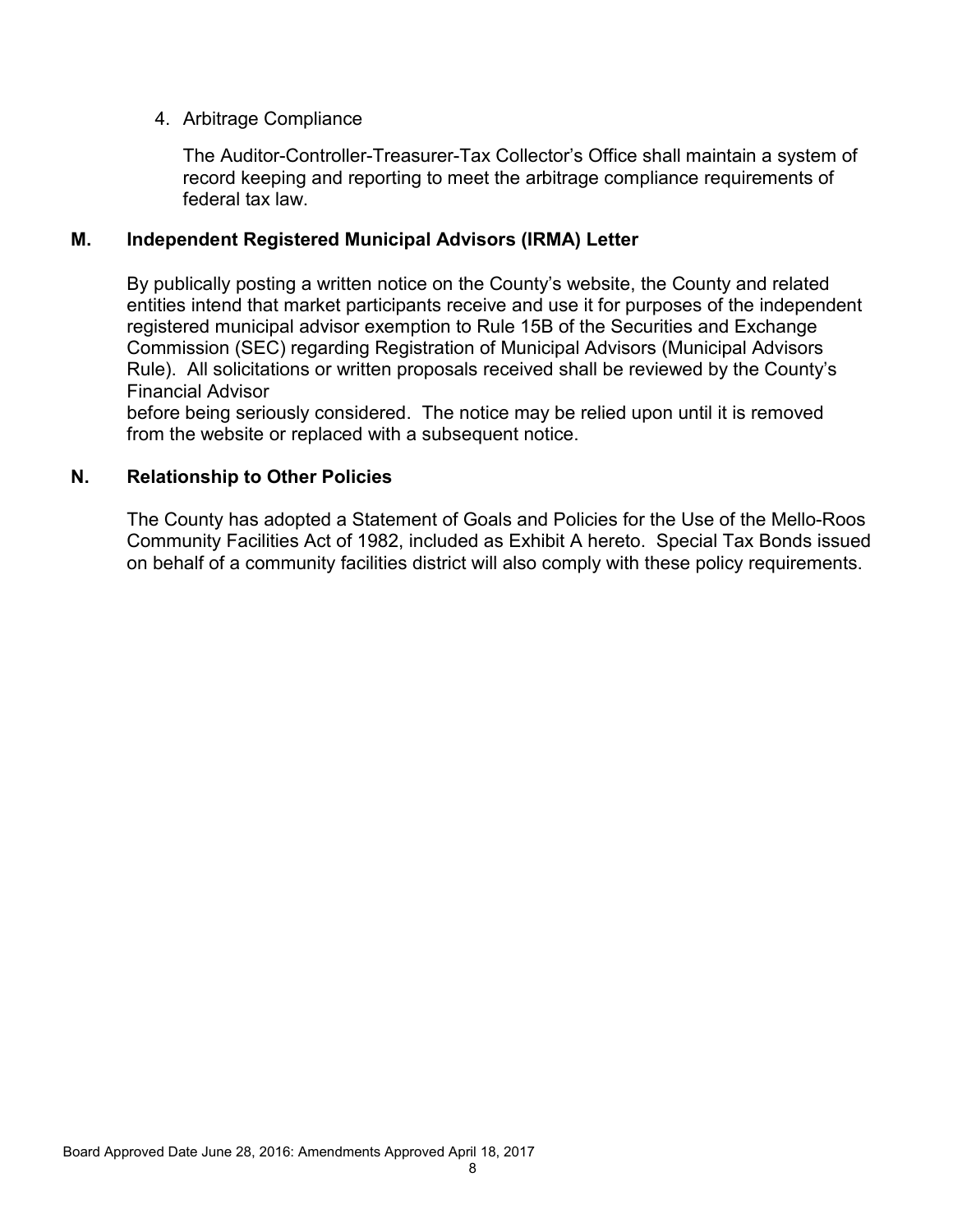4. Arbitrage Compliance

   The Auditor-Controller-Treasurer-Tax Collector's Office shall maintain a system of record keeping and reporting to meet the arbitrage compliance requirements of federal tax law.

## M. Independent Registered Municipal Advisors (IRMA) Letter

By publically posting a written notice on the County's website, the County and related entities intend that market participants receive and use it for purposes of the independent registered municipal advisor exemption to Rule 15B of the Securities and Exchange Commission (SEC) regarding Registration of Municipal Advisors (Municipal Advisors Rule). All solicitations or written proposals received shall be reviewed by the County's Financial Advisor
before being seriously considered. The notice may be relied upon until it is removed from the website or replaced with a subsequent notice.

## N. Relationship to Other Policies

The County has adopted a Statement of Goals and Policies for the Use of the Mello-Roos Community Facilities Act of 1982, included as Exhibit A hereto. Special Tax Bonds issued on behalf of a community facilities district will also comply with these policy requirements.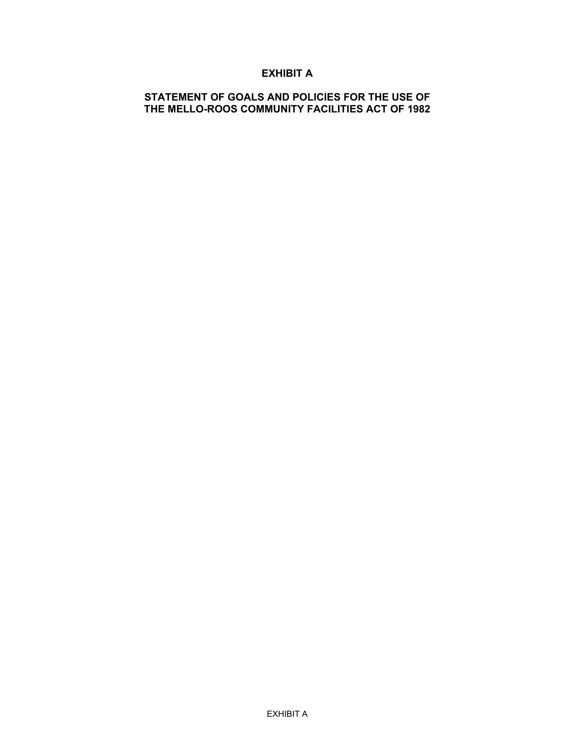# EXHIBIT A

## STATEMENT OF GOALS AND POLICIES FOR THE USE OF THE MELLO-ROOS COMMUNITY FACILITIES ACT OF 1982